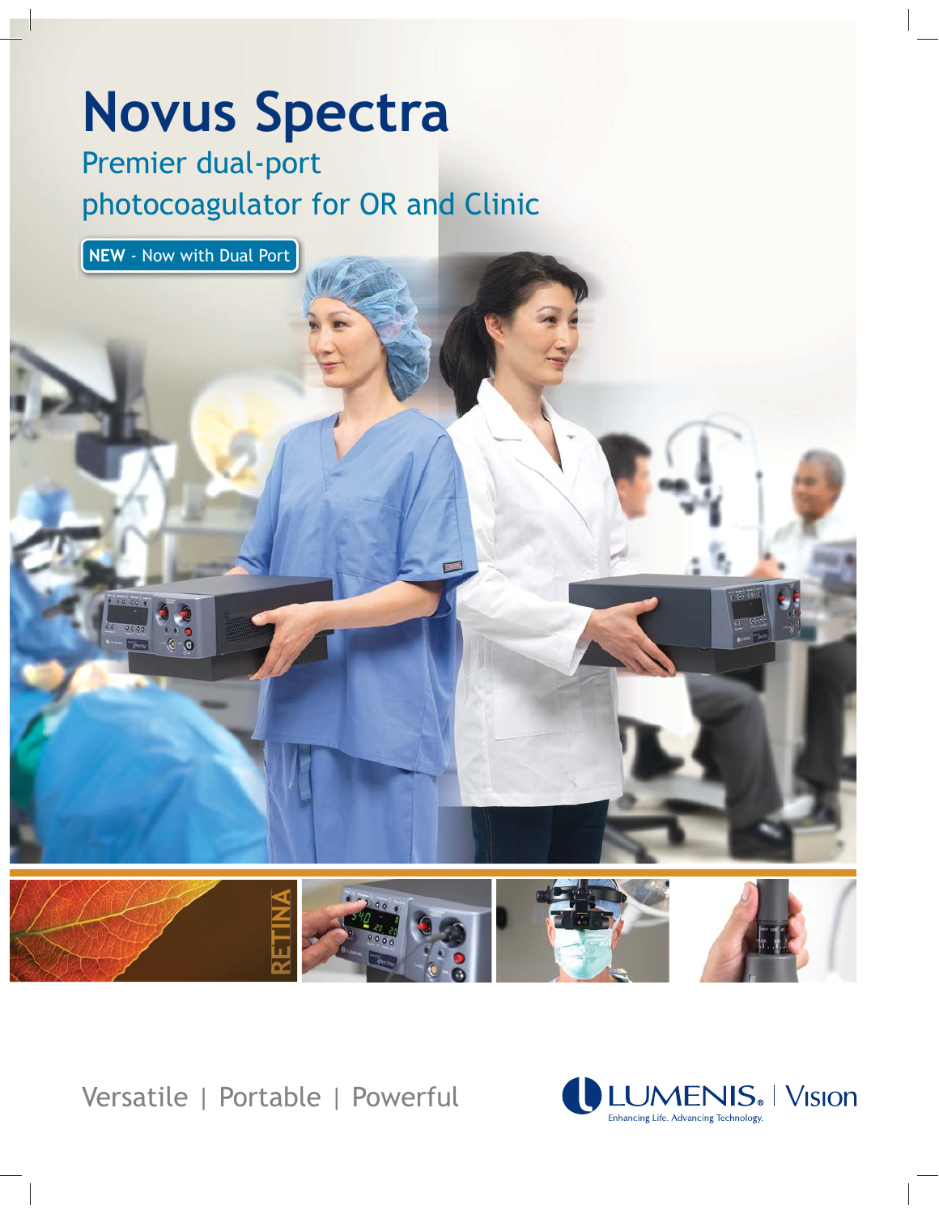# Novus Spectra

## Premier dual-port photocoagulator for OR and Clinic

**NEW** - Now with Dual Port

RETINA

Versatile | Portable | Powerful

LUMENIS® | Vision

Enhancing Life. Advancing Technology.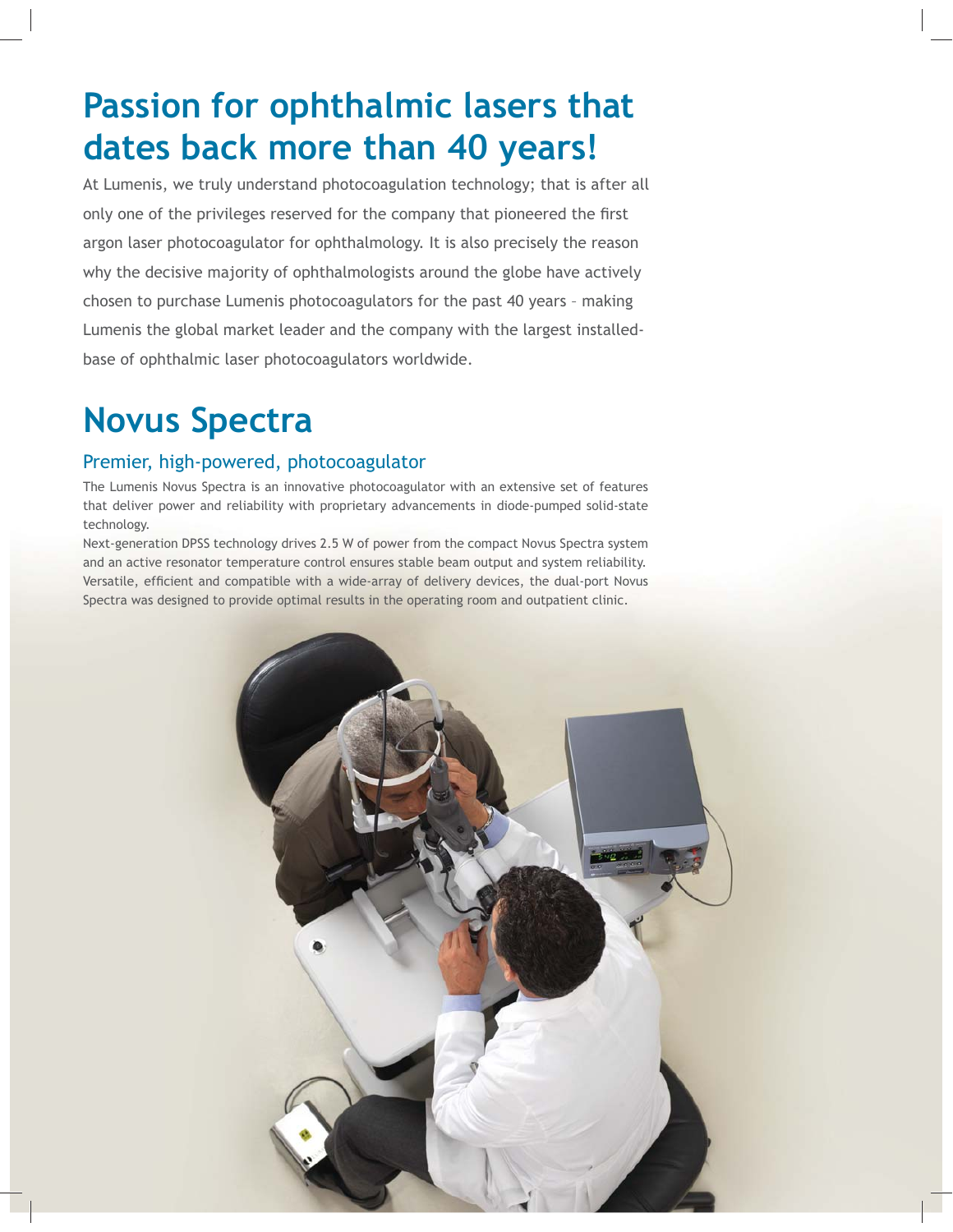# Passion for ophthalmic lasers that dates back more than 40 years!

At Lumenis, we truly understand photocoagulation technology; that is after all only one of the privileges reserved for the company that pioneered the first argon laser photocoagulator for ophthalmology. It is also precisely the reason why the decisive majority of ophthalmologists around the globe have actively chosen to purchase Lumenis photocoagulators for the past 40 years – making Lumenis the global market leader and the company with the largest installed-base of ophthalmic laser photocoagulators worldwide.

# Novus Spectra

## Premier, high-powered, photocoagulator

The Lumenis Novus Spectra is an innovative photocoagulator with an extensive set of features that deliver power and reliability with proprietary advancements in diode-pumped solid-state technology.

Next-generation DPSS technology drives 2.5 W of power from the compact Novus Spectra system and an active resonator temperature control ensures stable beam output and system reliability. Versatile, efficient and compatible with a wide-array of delivery devices, the dual-port Novus Spectra was designed to provide optimal results in the operating room and outpatient clinic.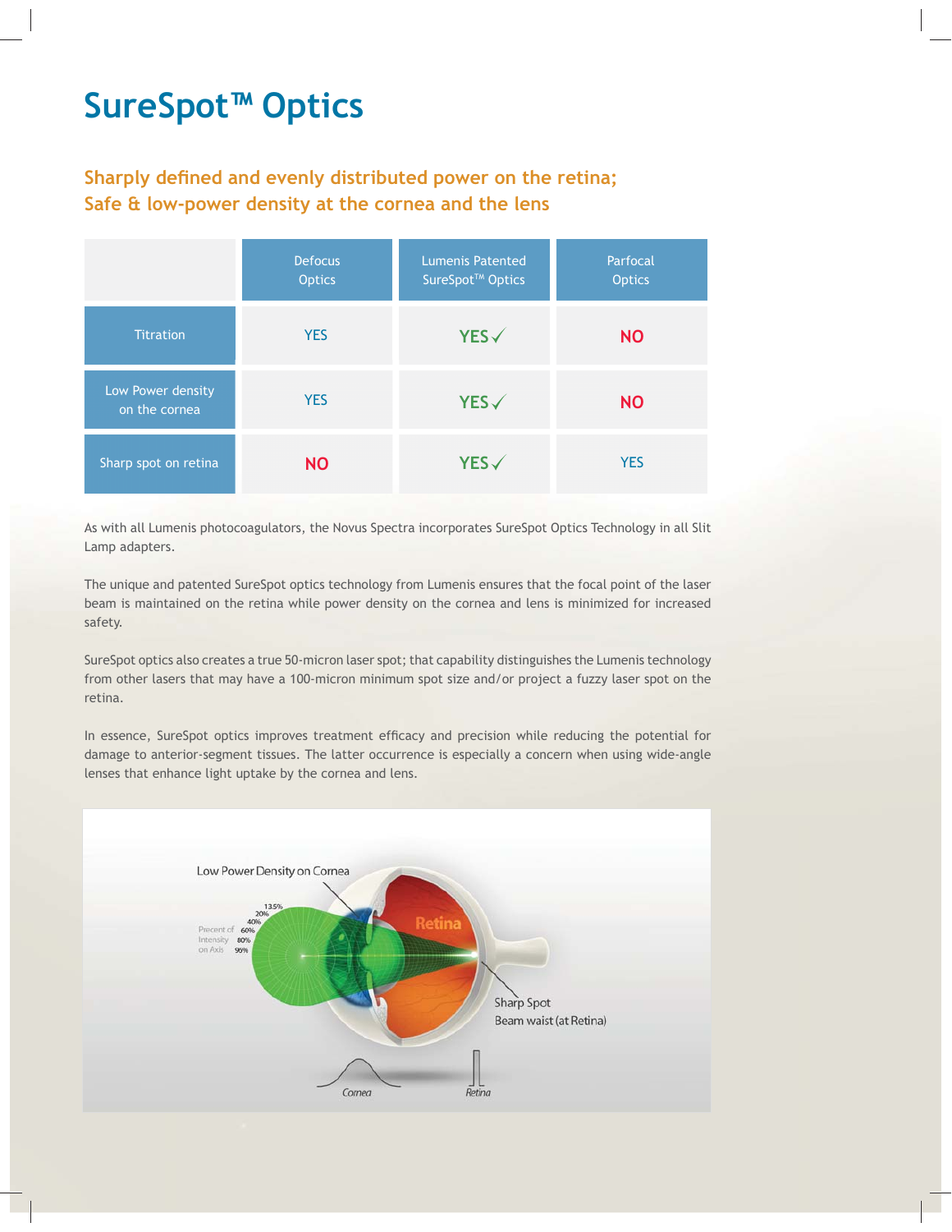# SureSpot™ Optics

## Sharply defined and evenly distributed power on the retina; Safe & low-power density at the cornea and the lens

| | Defocus Optics | Lumenis Patented SureSpot™ Optics | Parfocal Optics |
|---|---|---|---|
| Titration | YES | YES ✓ | NO |
| Low Power density on the cornea | YES | YES ✓ | NO |
| Sharp spot on retina | NO | YES ✓ | YES |

As with all Lumenis photocoagulators, the Novus Spectra incorporates SureSpot Optics Technology in all Slit Lamp adapters.

The unique and patented SureSpot optics technology from Lumenis ensures that the focal point of the laser beam is maintained on the retina while power density on the cornea and lens is minimized for increased safety.

SureSpot optics also creates a true 50-micron laser spot; that capability distinguishes the Lumenis technology from other lasers that may have a 100-micron minimum spot size and/or project a fuzzy laser spot on the retina.

In essence, SureSpot optics improves treatment efficacy and precision while reducing the potential for damage to anterior-segment tissues. The latter occurrence is especially a concern when using wide-angle lenses that enhance light uptake by the cornea and lens.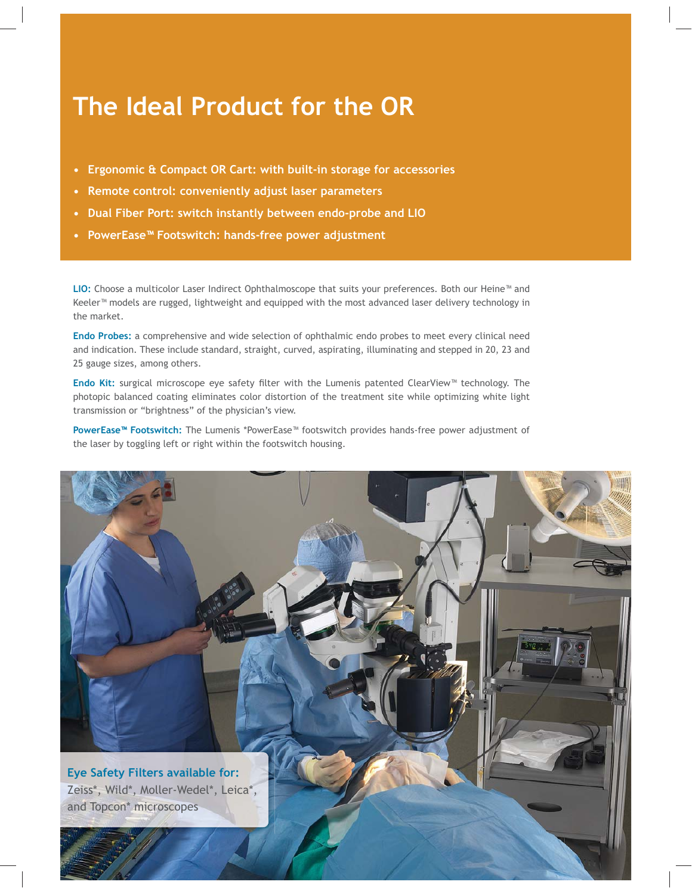# The Ideal Product for the OR

- **Ergonomic & Compact OR Cart: with built-in storage for accessories**
- **Remote control: conveniently adjust laser parameters**
- **Dual Fiber Port: switch instantly between endo-probe and LIO**
- **PowerEase™ Footswitch: hands-free power adjustment**

**LIO:** Choose a multicolor Laser Indirect Ophthalmoscope that suits your preferences. Both our Heine™ and Keeler™ models are rugged, lightweight and equipped with the most advanced laser delivery technology in the market.

**Endo Probes:** a comprehensive and wide selection of ophthalmic endo probes to meet every clinical need and indication. These include standard, straight, curved, aspirating, illuminating and stepped in 20, 23 and 25 gauge sizes, among others.

**Endo Kit:** surgical microscope eye safety filter with the Lumenis patented ClearView™ technology. The photopic balanced coating eliminates color distortion of the treatment site while optimizing white light transmission or "brightness" of the physician's view.

**PowerEase™ Footswitch:** The Lumenis *PowerEase™ footswitch provides hands-free power adjustment of the laser by toggling left or right within the footswitch housing.

**Eye Safety Filters available for:**
Zeiss*, Wild*, Moller-Wedel*, Leica*, and Topcon* microscopes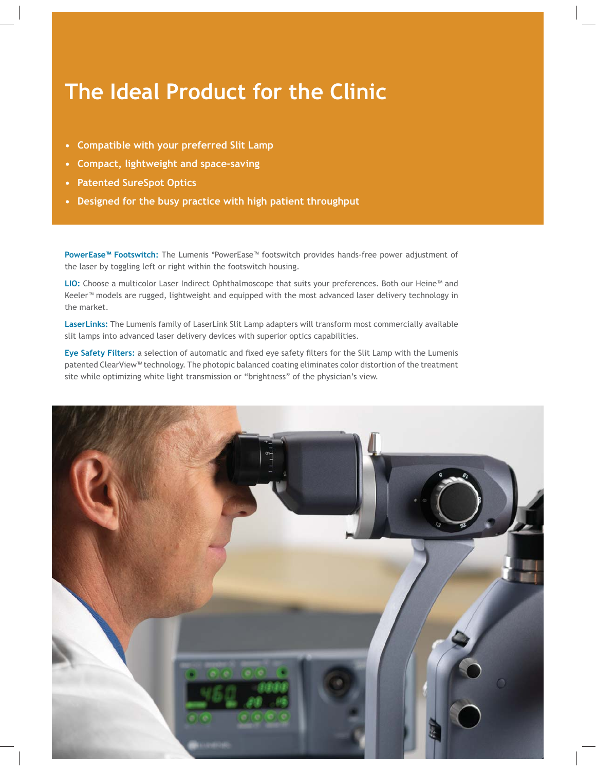# The Ideal Product for the Clinic

- Compatible with your preferred Slit Lamp
- Compact, lightweight and space-saving
- Patented SureSpot Optics
- Designed for the busy practice with high patient throughput

**PowerEase™ Footswitch:** The Lumenis *PowerEase™ footswitch provides hands-free power adjustment of the laser by toggling left or right within the footswitch housing.

**LIO:** Choose a multicolor Laser Indirect Ophthalmoscope that suits your preferences. Both our Heine™ and Keeler™ models are rugged, lightweight and equipped with the most advanced laser delivery technology in the market.

**LaserLinks:** The Lumenis family of LaserLink Slit Lamp adapters will transform most commercially available slit lamps into advanced laser delivery devices with superior optics capabilities.

**Eye Safety Filters:** a selection of automatic and fixed eye safety filters for the Slit Lamp with the Lumenis patented ClearView™ technology. The photopic balanced coating eliminates color distortion of the treatment site while optimizing white light transmission or "brightness" of the physician's view.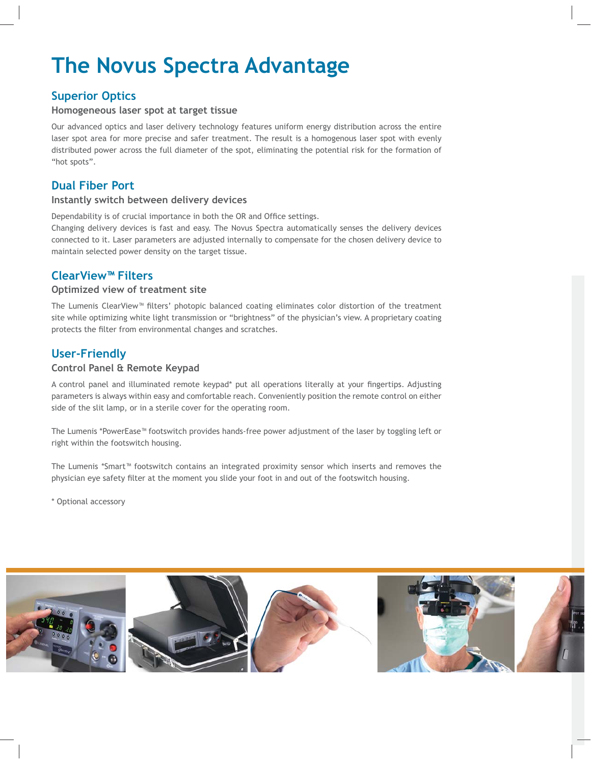# The Novus Spectra Advantage

## Superior Optics

### Homogeneous laser spot at target tissue

Our advanced optics and laser delivery technology features uniform energy distribution across the entire laser spot area for more precise and safer treatment. The result is a homogenous laser spot with evenly distributed power across the full diameter of the spot, eliminating the potential risk for the formation of "hot spots".

## Dual Fiber Port

### Instantly switch between delivery devices

Dependability is of crucial importance in both the OR and Office settings.
Changing delivery devices is fast and easy. The Novus Spectra automatically senses the delivery devices connected to it. Laser parameters are adjusted internally to compensate for the chosen delivery device to maintain selected power density on the target tissue.

## ClearView™ Filters

### Optimized view of treatment site

The Lumenis ClearView™ filters' photopic balanced coating eliminates color distortion of the treatment site while optimizing white light transmission or "brightness" of the physician's view. A proprietary coating protects the filter from environmental changes and scratches.

## User-Friendly

### Control Panel & Remote Keypad

A control panel and illuminated remote keypad* put all operations literally at your fingertips. Adjusting parameters is always within easy and comfortable reach. Conveniently position the remote control on either side of the slit lamp, or in a sterile cover for the operating room.

The Lumenis *PowerEase™ footswitch provides hands-free power adjustment of the laser by toggling left or right within the footswitch housing.

The Lumenis *Smart™ footswitch contains an integrated proximity sensor which inserts and removes the physician eye safety filter at the moment you slide your foot in and out of the footswitch housing.

* Optional accessory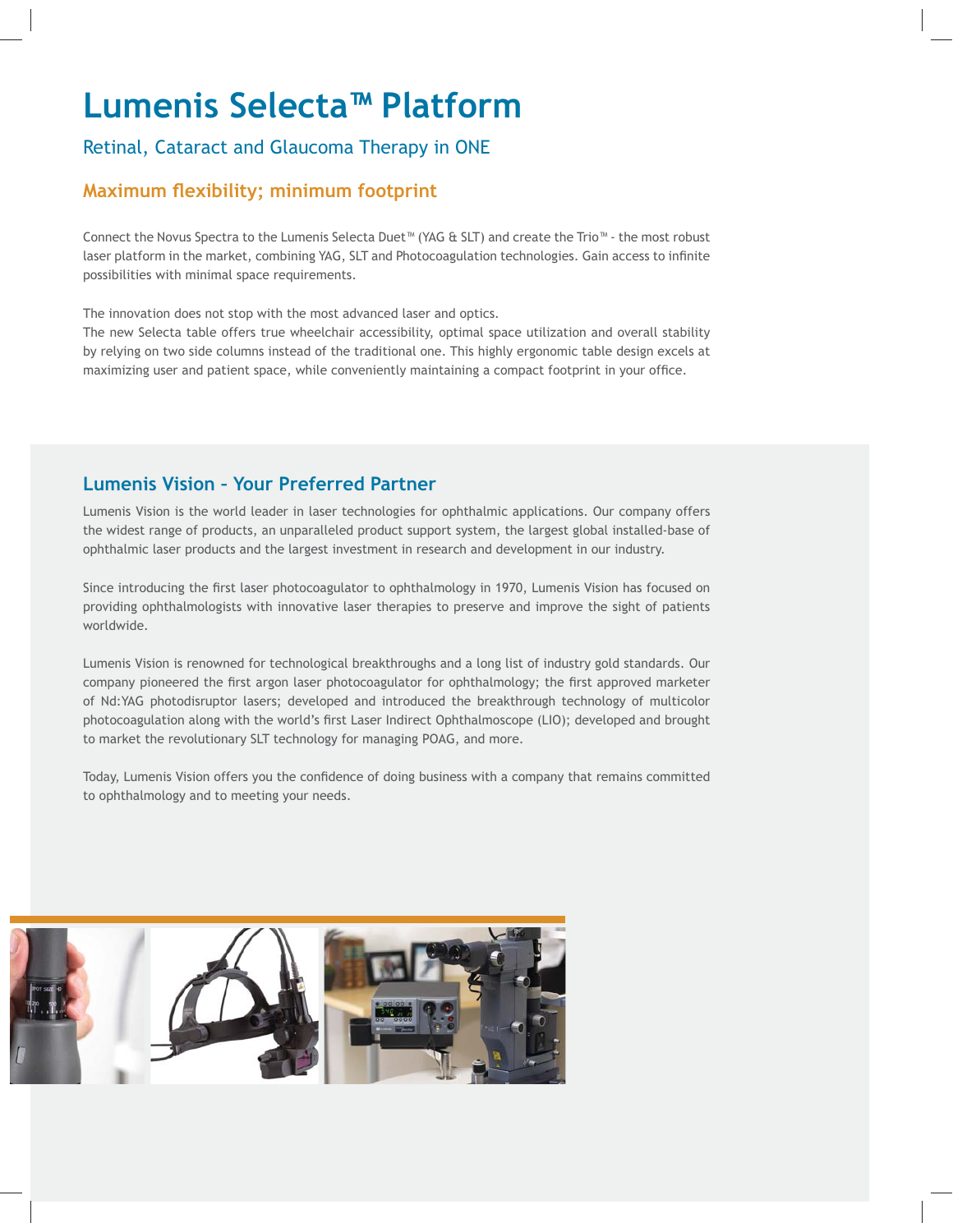# Lumenis Selecta™ Platform

Retinal, Cataract and Glaucoma Therapy in ONE

## Maximum flexibility; minimum footprint

Connect the Novus Spectra to the Lumenis Selecta Duet™ (YAG & SLT) and create the Trio™ - the most robust laser platform in the market, combining YAG, SLT and Photocoagulation technologies. Gain access to infinite possibilities with minimal space requirements.

The innovation does not stop with the most advanced laser and optics.
The new Selecta table offers true wheelchair accessibility, optimal space utilization and overall stability by relying on two side columns instead of the traditional one. This highly ergonomic table design excels at maximizing user and patient space, while conveniently maintaining a compact footprint in your office.

## Lumenis Vision - Your Preferred Partner

Lumenis Vision is the world leader in laser technologies for ophthalmic applications. Our company offers the widest range of products, an unparalleled product support system, the largest global installed-base of ophthalmic laser products and the largest investment in research and development in our industry.

Since introducing the first laser photocoagulator to ophthalmology in 1970, Lumenis Vision has focused on providing ophthalmologists with innovative laser therapies to preserve and improve the sight of patients worldwide.

Lumenis Vision is renowned for technological breakthroughs and a long list of industry gold standards. Our company pioneered the first argon laser photocoagulator for ophthalmology; the first approved marketer of Nd:YAG photodisruptor lasers; developed and introduced the breakthrough technology of multicolor photocoagulation along with the world's first Laser Indirect Ophthalmoscope (LIO); developed and brought to market the revolutionary SLT technology for managing POAG, and more.

Today, Lumenis Vision offers you the confidence of doing business with a company that remains committed to ophthalmology and to meeting your needs.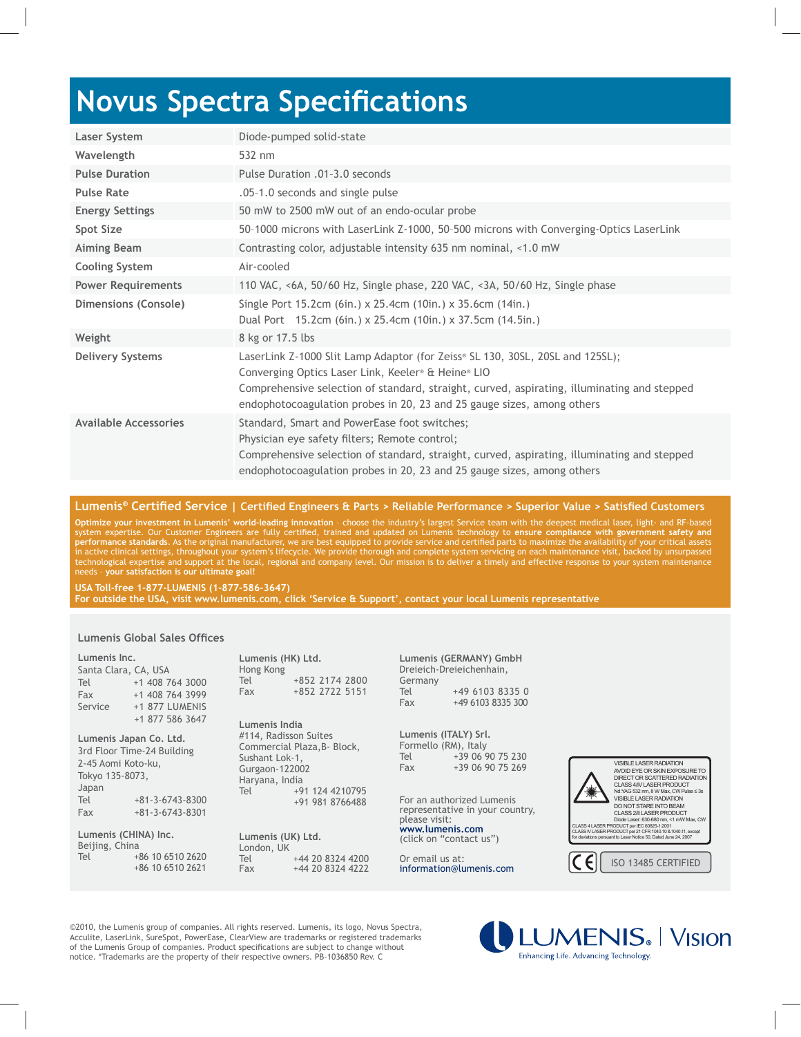# Novus Spectra Specifications

| | |
|---|---|
| Laser System | Diode-pumped solid-state |
| Wavelength | 532 nm |
| Pulse Duration | Pulse Duration .01–3.0 seconds |
| Pulse Rate | .05-1.0 seconds and single pulse |
| Energy Settings | 50 mW to 2500 mW out of an endo-ocular probe |
| Spot Size | 50–1000 microns with LaserLink Z-1000, 50-500 microns with Converging-Optics LaserLink |
| Aiming Beam | Contrasting color, adjustable intensity 635 nm nominal, <1.0 mW |
| Cooling System | Air-cooled |
| Power Requirements | 110 VAC, <6A, 50/60 Hz, Single phase, 220 VAC, <3A, 50/60 Hz, Single phase |
| Dimensions (Console) | Single Port 15.2cm (6in.) x 25.4cm (10in.) x 35.6cm (14in.)<br>Dual Port 15.2cm (6in.) x 25.4cm (10in.) x 37.5cm (14.5in.) |
| Weight | 8 kg or 17.5 lbs |
| Delivery Systems | LaserLink Z-1000 Slit Lamp Adaptor (for Zeiss® SL 130, 30SL, 20SL and 125SL);<br>Converging Optics Laser Link, Keeler® & Heine® LIO<br>Comprehensive selection of standard, straight, curved, aspirating, illuminating and stepped endophotocoagulation probes in 20, 23 and 25 gauge sizes, among others |
| Available Accessories | Standard, Smart and PowerEase foot switches;<br>Physician eye safety filters; Remote control;<br>Comprehensive selection of standard, straight, curved, aspirating, illuminating and stepped endophotocoagulation probes in 20, 23 and 25 gauge sizes, among others |

## Lumenis® Certified Service | Certified Engineers & Parts > Reliable Performance > Superior Value > Satisfied Customers

**Optimize your investment in Lumenis' world-leading innovation** – choose the industry's largest Service team with the deepest medical laser, light- and RF-based system expertise. Our Customer Engineers are fully certified, trained and updated on Lumenis technology to **ensure compliance with government safety and performance standards**. As the original manufacturer, we are best equipped to provide service and certified parts to maximize the availability of your critical assets in active clinical settings, throughout your system's lifecycle. We provide thorough and complete system servicing on each maintenance visit, backed by unsurpassed technological expertise and support at the local, regional and company level. Our mission is to deliver a timely and effective response to your system maintenance needs – **your satisfaction is our ultimate goal!**

**USA Toll-free 1-877-LUMENIS (1-877-586-3647)**
**For outside the USA, visit www.lumenis.com, click 'Service & Support', contact your local Lumenis representative**

### Lumenis Global Sales Offices

**Lumenis Inc.**
Santa Clara, CA, USA
Tel +1 408 764 3000
Fax +1 408 764 3999
Service +1 877 LUMENIS
+1 877 586 3647

**Lumenis Japan Co. Ltd.**
3rd Floor Time-24 Building
2-45 Aomi Koto-ku,
Tokyo 135-8073,
Japan
Tel +81-3-6743-8300
Fax +81-3-6743-8301

**Lumenis (CHINA) Inc.**
Beijing, China
Tel +86 10 6510 2620
+86 10 6510 2621

**Lumenis (HK) Ltd.**
Hong Kong
Tel +852 2174 2800
Fax +852 2722 5151

**Lumenis India**
#114, Radisson Suites
Commercial Plaza,B- Block,
Sushant Lok-1,
Gurgaon-122002
Haryana, India
Tel +91 124 4210795
+91 981 8766488

**Lumenis (UK) Ltd.**
London, UK
Tel +44 20 8324 4200
Fax +44 20 8324 4222

**Lumenis (GERMANY) GmbH**
Dreieich-Dreieichenhain,
Germany
Tel +49 6103 8335 0
Fax +49 6103 8335 300

**Lumenis (ITALY) Srl.**
Formello (RM), Italy
Tel +39 06 90 75 230
Fax +39 06 90 75 269

For an authorized Lumenis representative in your country, please visit:
**www.lumenis.com**
(click on "contact us")

Or email us at:
information@lumenis.com

VISIBLE LASER RADIATION
AVOID EYE OR SKIN EXPOSURE TO DIRECT OR SCATTERED RADIATION
CLASS 4/IV LASER PRODUCT
Nd:YAG 532 nm, 8 W Max, CW Pulse ≤ 3s
VISIBLE LASER RADIATION
DO NOT STARE INTO BEAM
CLASS 2/II LASER PRODUCT
Diode Laser: 630-680 nm, <1 mW Max, CW
CLASS 4 LASER PRODUCT per IEC 60825-1:2001
CLASS IV LASER PRODUCT per 21 CFR 1040.10 & 1040.11, except for deviations pursuant to Laser Notice 50, Dated June 24, 2007

CE | ISO 13485 CERTIFIED

©2010, the Lumenis group of companies. All rights reserved. Lumenis, its logo, Novus Spectra, Acculite, LaserLink, SureSpot, PowerEase, ClearView are trademarks or registered trademarks of the Lumenis Group of companies. Product specifications are subject to change without notice. *Trademarks are the property of their respective owners. PB-1036850 Rev. C

LUMENIS® | Vision
Enhancing Life. Advancing Technology.